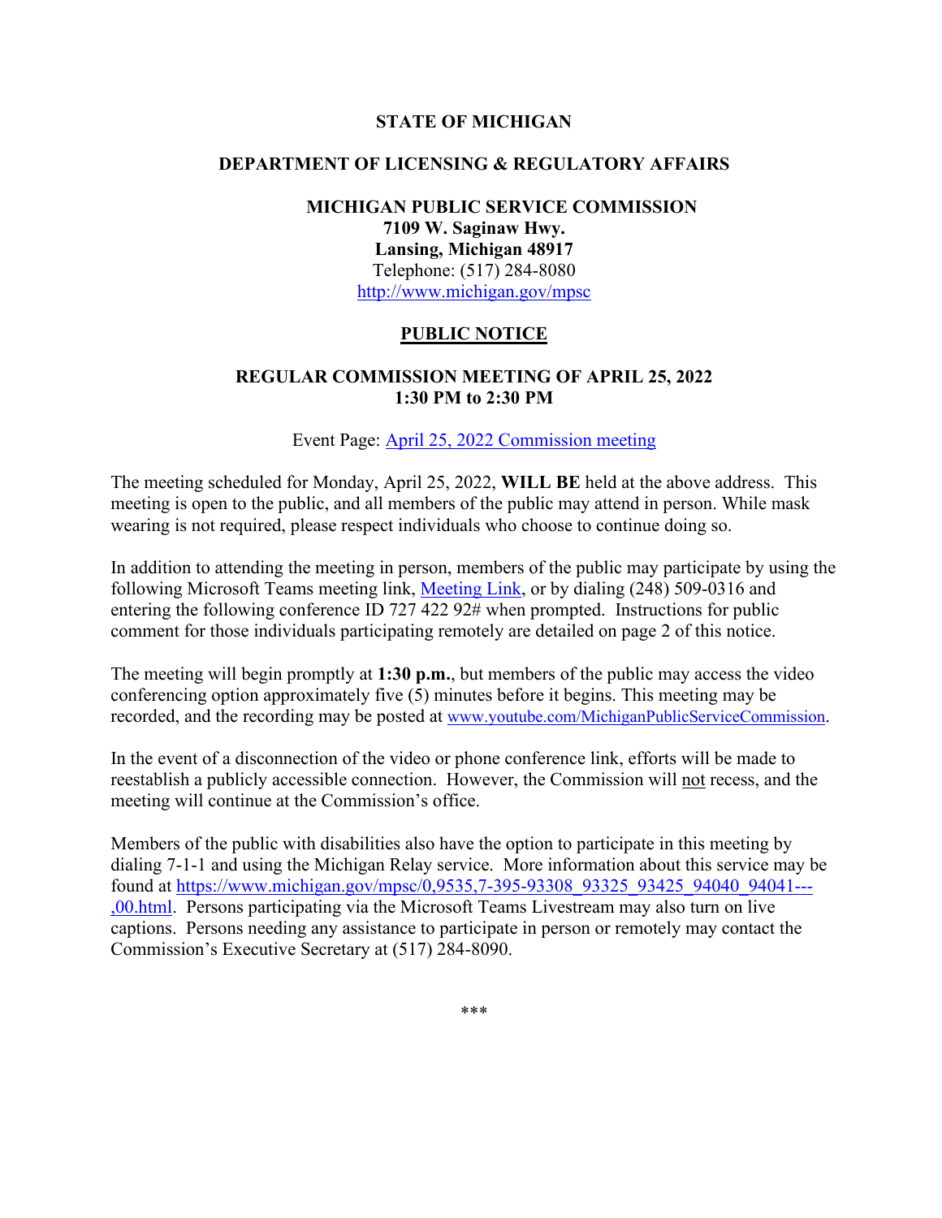**STATE OF MICHIGAN**

**DEPARTMENT OF LICENSING & REGULATORY AFFAIRS**

**MICHIGAN PUBLIC SERVICE COMMISSION**
**7109 W. Saginaw Hwy.**
**Lansing, Michigan 48917**
Telephone: (517) 284-8080
[http://www.michigan.gov/mpsc](http://www.michigan.gov/mpsc)

# PUBLIC NOTICE

## REGULAR COMMISSION MEETING OF APRIL 25, 2022
## 1:30 PM to 2:30 PM

Event Page: April 25, 2022 Commission meeting

The meeting scheduled for Monday, April 25, 2022, **WILL BE** held at the above address. This meeting is open to the public, and all members of the public may attend in person. While mask wearing is not required, please respect individuals who choose to continue doing so.

In addition to attending the meeting in person, members of the public may participate by using the following Microsoft Teams meeting link, Meeting Link, or by dialing (248) 509-0316 and entering the following conference ID 727 422 92# when prompted. Instructions for public comment for those individuals participating remotely are detailed on page 2 of this notice.

The meeting will begin promptly at **1:30 p.m.**, but members of the public may access the video conferencing option approximately five (5) minutes before it begins. This meeting may be recorded, and the recording may be posted at www.youtube.com/MichiganPublicServiceCommission.

In the event of a disconnection of the video or phone conference link, efforts will be made to reestablish a publicly accessible connection. However, the Commission will not recess, and the meeting will continue at the Commission's office.

Members of the public with disabilities also have the option to participate in this meeting by dialing 7-1-1 and using the Michigan Relay service. More information about this service may be found at https://www.michigan.gov/mpsc/0,9535,7-395-93308_93325_93425_94040_94041---,00.html. Persons participating via the Microsoft Teams Livestream may also turn on live captions. Persons needing any assistance to participate in person or remotely may contact the Commission's Executive Secretary at (517) 284-8090.

***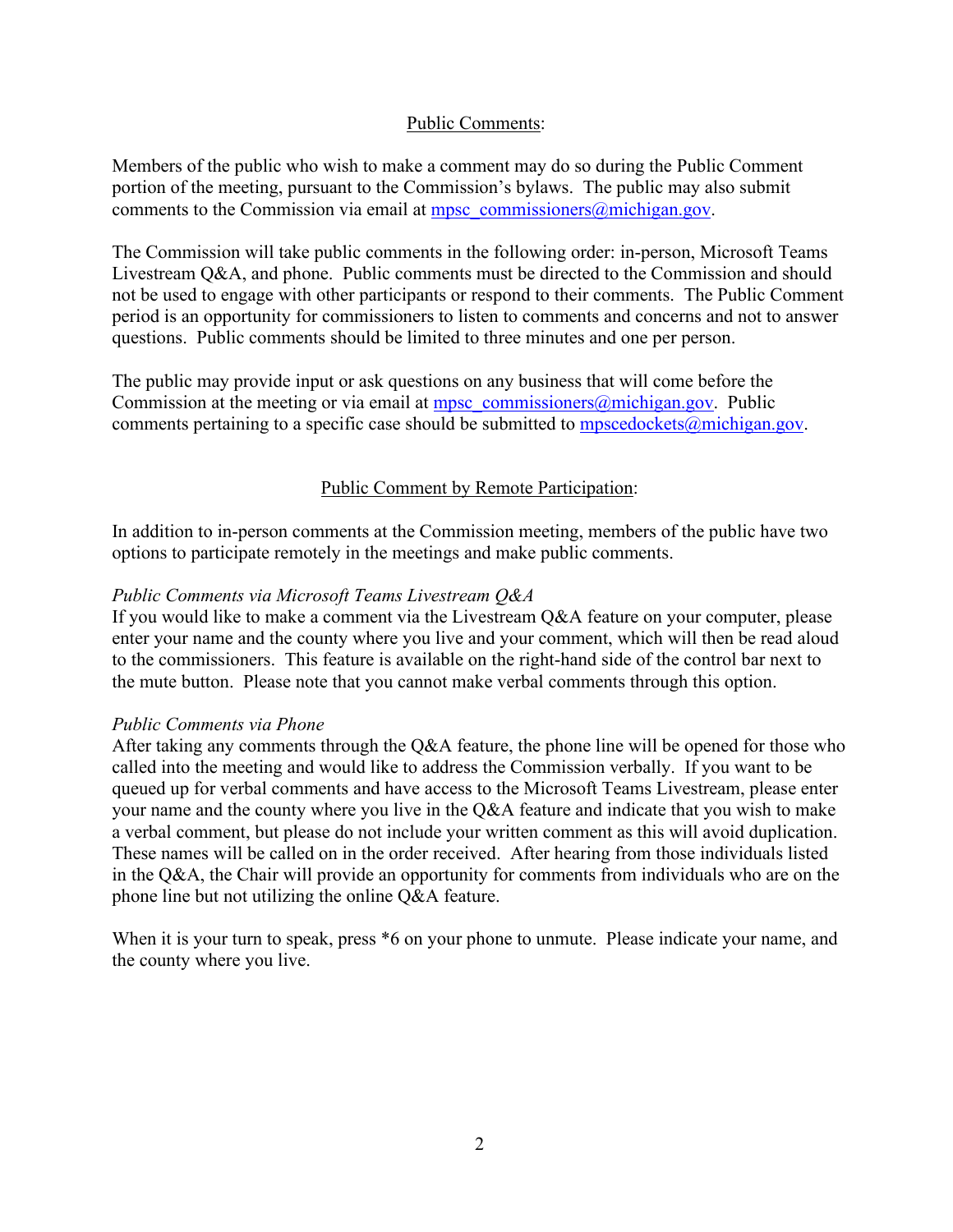## Public Comments:

Members of the public who wish to make a comment may do so during the Public Comment portion of the meeting, pursuant to the Commission's bylaws. The public may also submit comments to the Commission via email at mpsc_commissioners@michigan.gov.

The Commission will take public comments in the following order: in-person, Microsoft Teams Livestream Q&A, and phone. Public comments must be directed to the Commission and should not be used to engage with other participants or respond to their comments. The Public Comment period is an opportunity for commissioners to listen to comments and concerns and not to answer questions. Public comments should be limited to three minutes and one per person.

The public may provide input or ask questions on any business that will come before the Commission at the meeting or via email at mpsc_commissioners@michigan.gov. Public comments pertaining to a specific case should be submitted to mpscedockets@michigan.gov.

## Public Comment by Remote Participation:

In addition to in-person comments at the Commission meeting, members of the public have two options to participate remotely in the meetings and make public comments.

### *Public Comments via Microsoft Teams Livestream Q&A*

If you would like to make a comment via the Livestream Q&A feature on your computer, please enter your name and the county where you live and your comment, which will then be read aloud to the commissioners. This feature is available on the right-hand side of the control bar next to the mute button. Please note that you cannot make verbal comments through this option.

### *Public Comments via Phone*

After taking any comments through the Q&A feature, the phone line will be opened for those who called into the meeting and would like to address the Commission verbally. If you want to be queued up for verbal comments and have access to the Microsoft Teams Livestream, please enter your name and the county where you live in the Q&A feature and indicate that you wish to make a verbal comment, but please do not include your written comment as this will avoid duplication. These names will be called on in the order received. After hearing from those individuals listed in the Q&A, the Chair will provide an opportunity for comments from individuals who are on the phone line but not utilizing the online Q&A feature.

When it is your turn to speak, press *6 on your phone to unmute. Please indicate your name, and the county where you live.